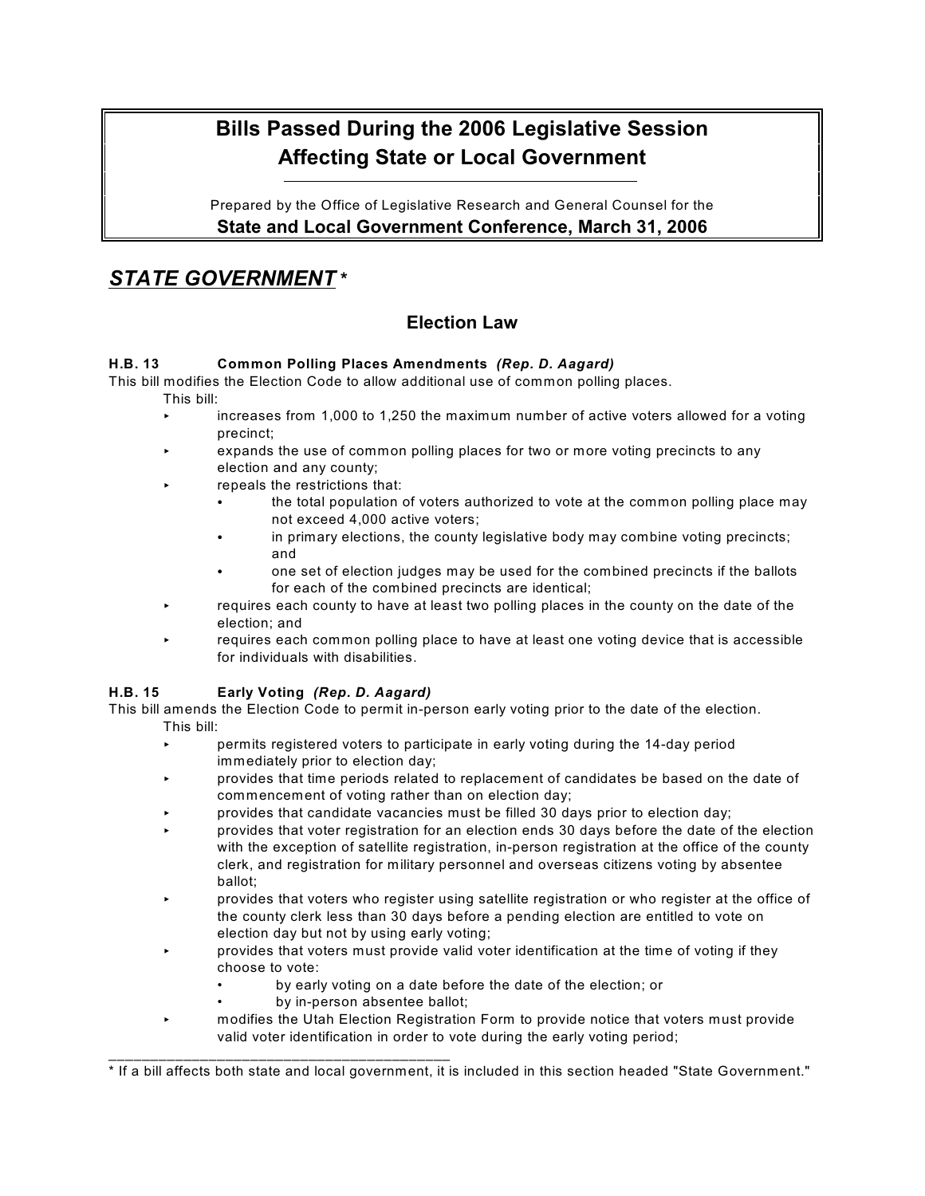# Bills Passed During the 2006 Legislative Session Affecting State or Local Government

Prepared by the Office of Legislative Research and General Counsel for the

**State and Local Government Conference, March 31, 2006**

## *STATE GOVERNMENT* *

### Election Law

**H.B. 13 Common Polling Places Amendments** ***(Rep. D. Aagard)***

This bill modifies the Election Code to allow additional use of common polling places.

This bill:

- increases from 1,000 to 1,250 the maximum number of active voters allowed for a voting precinct;
- expands the use of common polling places for two or more voting precincts to any election and any county;
- repeals the restrictions that:
  - the total population of voters authorized to vote at the common polling place may not exceed 4,000 active voters;
  - in primary elections, the county legislative body may combine voting precincts; and
  - one set of election judges may be used for the combined precincts if the ballots for each of the combined precincts are identical;
- requires each county to have at least two polling places in the county on the date of the election; and
- requires each common polling place to have at least one voting device that is accessible for individuals with disabilities.

**H.B. 15 Early Voting** ***(Rep. D. Aagard)***

This bill amends the Election Code to permit in-person early voting prior to the date of the election.

This bill:

- permits registered voters to participate in early voting during the 14-day period immediately prior to election day;
- provides that time periods related to replacement of candidates be based on the date of commencement of voting rather than on election day;
- provides that candidate vacancies must be filled 30 days prior to election day;
- provides that voter registration for an election ends 30 days before the date of the election with the exception of satellite registration, in-person registration at the office of the county clerk, and registration for military personnel and overseas citizens voting by absentee ballot;
- provides that voters who register using satellite registration or who register at the office of the county clerk less than 30 days before a pending election are entitled to vote on election day but not by using early voting;
- provides that voters must provide valid voter identification at the time of voting if they choose to vote:
  - by early voting on a date before the date of the election; or
  - by in-person absentee ballot;
- modifies the Utah Election Registration Form to provide notice that voters must provide valid voter identification in order to vote during the early voting period;

---

* If a bill affects both state and local government, it is included in this section headed "State Government."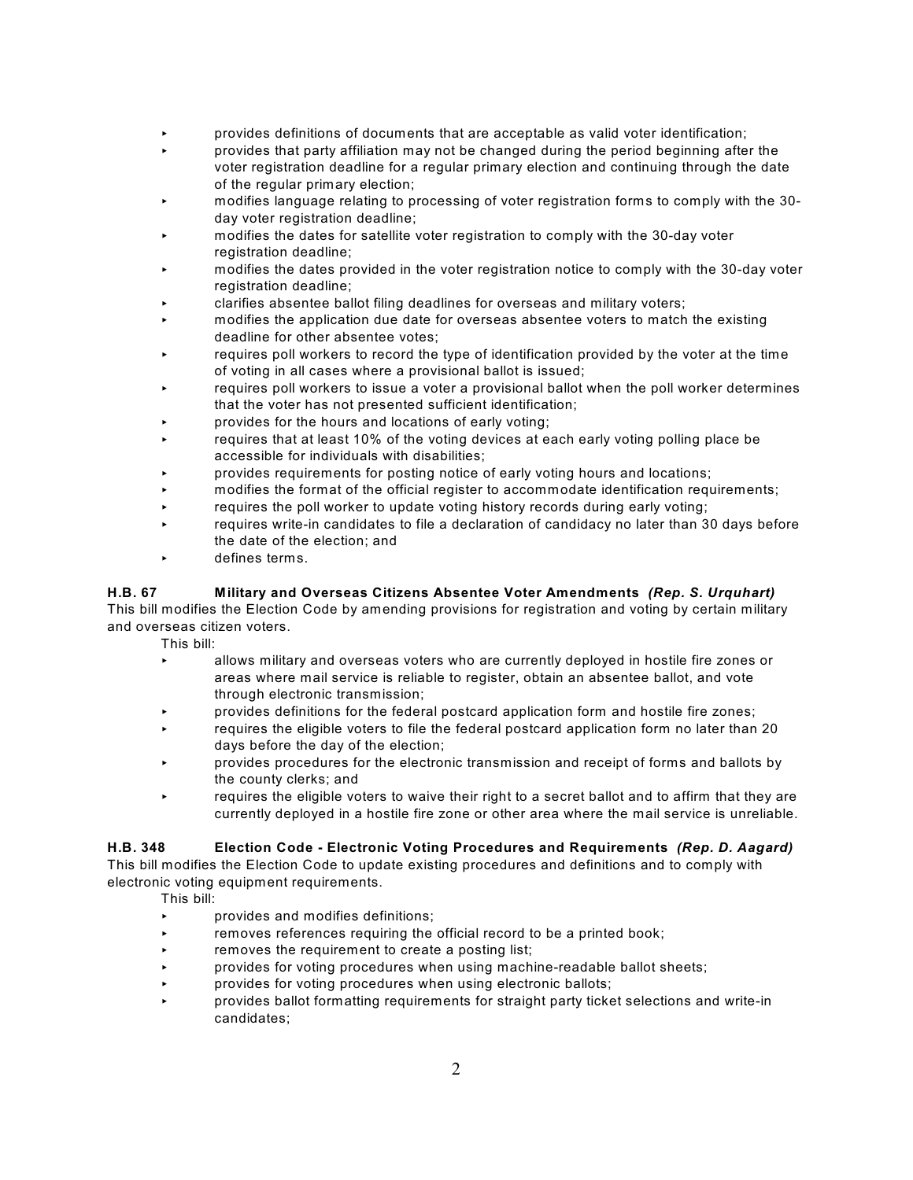- provides definitions of documents that are acceptable as valid voter identification;
- provides that party affiliation may not be changed during the period beginning after the voter registration deadline for a regular primary election and continuing through the date of the regular primary election;
- modifies language relating to processing of voter registration forms to comply with the 30-day voter registration deadline;
- modifies the dates for satellite voter registration to comply with the 30-day voter registration deadline;
- modifies the dates provided in the voter registration notice to comply with the 30-day voter registration deadline;
- clarifies absentee ballot filing deadlines for overseas and military voters;
- modifies the application due date for overseas absentee voters to match the existing deadline for other absentee votes;
- requires poll workers to record the type of identification provided by the voter at the time of voting in all cases where a provisional ballot is issued;
- requires poll workers to issue a voter a provisional ballot when the poll worker determines that the voter has not presented sufficient identification;
- provides for the hours and locations of early voting;
- requires that at least 10% of the voting devices at each early voting polling place be accessible for individuals with disabilities;
- provides requirements for posting notice of early voting hours and locations;
- modifies the format of the official register to accommodate identification requirements;
- requires the poll worker to update voting history records during early voting;
- requires write-in candidates to file a declaration of candidacy no later than 30 days before the date of the election; and
- defines terms.

**H.B. 67 Military and Overseas Citizens Absentee Voter Amendments** ***(Rep. S. Urquhart)***

This bill modifies the Election Code by amending provisions for registration and voting by certain military and overseas citizen voters.

This bill:

- allows military and overseas voters who are currently deployed in hostile fire zones or areas where mail service is reliable to register, obtain an absentee ballot, and vote through electronic transmission;
- provides definitions for the federal postcard application form and hostile fire zones;
- requires the eligible voters to file the federal postcard application form no later than 20 days before the day of the election;
- provides procedures for the electronic transmission and receipt of forms and ballots by the county clerks; and
- requires the eligible voters to waive their right to a secret ballot and to affirm that they are currently deployed in a hostile fire zone or other area where the mail service is unreliable.

**H.B. 348 Election Code - Electronic Voting Procedures and Requirements** ***(Rep. D. Aagard)***

This bill modifies the Election Code to update existing procedures and definitions and to comply with electronic voting equipment requirements.

This bill:

- provides and modifies definitions;
- removes references requiring the official record to be a printed book;
- removes the requirement to create a posting list;
- provides for voting procedures when using machine-readable ballot sheets;
- provides for voting procedures when using electronic ballots;
- provides ballot formatting requirements for straight party ticket selections and write-in candidates;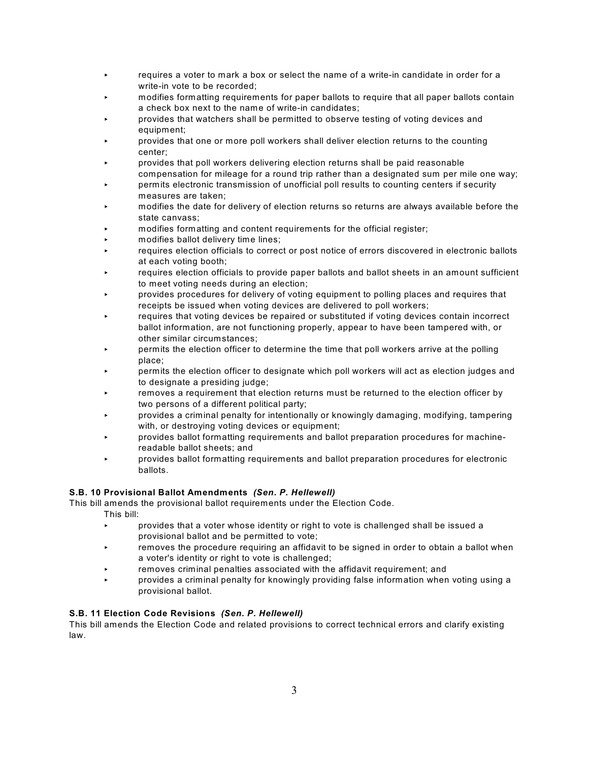- requires a voter to mark a box or select the name of a write-in candidate in order for a write-in vote to be recorded;
- modifies formatting requirements for paper ballots to require that all paper ballots contain a check box next to the name of write-in candidates;
- provides that watchers shall be permitted to observe testing of voting devices and equipment;
- provides that one or more poll workers shall deliver election returns to the counting center;
- provides that poll workers delivering election returns shall be paid reasonable compensation for mileage for a round trip rather than a designated sum per mile one way;
- permits electronic transmission of unofficial poll results to counting centers if security measures are taken;
- modifies the date for delivery of election returns so returns are always available before the state canvass;
- modifies formatting and content requirements for the official register;
- modifies ballot delivery time lines;
- requires election officials to correct or post notice of errors discovered in electronic ballots at each voting booth;
- requires election officials to provide paper ballots and ballot sheets in an amount sufficient to meet voting needs during an election;
- provides procedures for delivery of voting equipment to polling places and requires that receipts be issued when voting devices are delivered to poll workers;
- requires that voting devices be repaired or substituted if voting devices contain incorrect ballot information, are not functioning properly, appear to have been tampered with, or other similar circumstances;
- permits the election officer to determine the time that poll workers arrive at the polling place;
- permits the election officer to designate which poll workers will act as election judges and to designate a presiding judge;
- removes a requirement that election returns must be returned to the election officer by two persons of a different political party;
- provides a criminal penalty for intentionally or knowingly damaging, modifying, tampering with, or destroying voting devices or equipment;
- provides ballot formatting requirements and ballot preparation procedures for machine-readable ballot sheets; and
- provides ballot formatting requirements and ballot preparation procedures for electronic ballots.

**S.B. 10 Provisional Ballot Amendments** ***(Sen. P. Hellewell)***

This bill amends the provisional ballot requirements under the Election Code.

This bill:

- provides that a voter whose identity or right to vote is challenged shall be issued a provisional ballot and be permitted to vote;
- removes the procedure requiring an affidavit to be signed in order to obtain a ballot when a voter's identity or right to vote is challenged;
- removes criminal penalties associated with the affidavit requirement; and
- provides a criminal penalty for knowingly providing false information when voting using a provisional ballot.

**S.B. 11 Election Code Revisions** ***(Sen. P. Hellewell)***

This bill amends the Election Code and related provisions to correct technical errors and clarify existing law.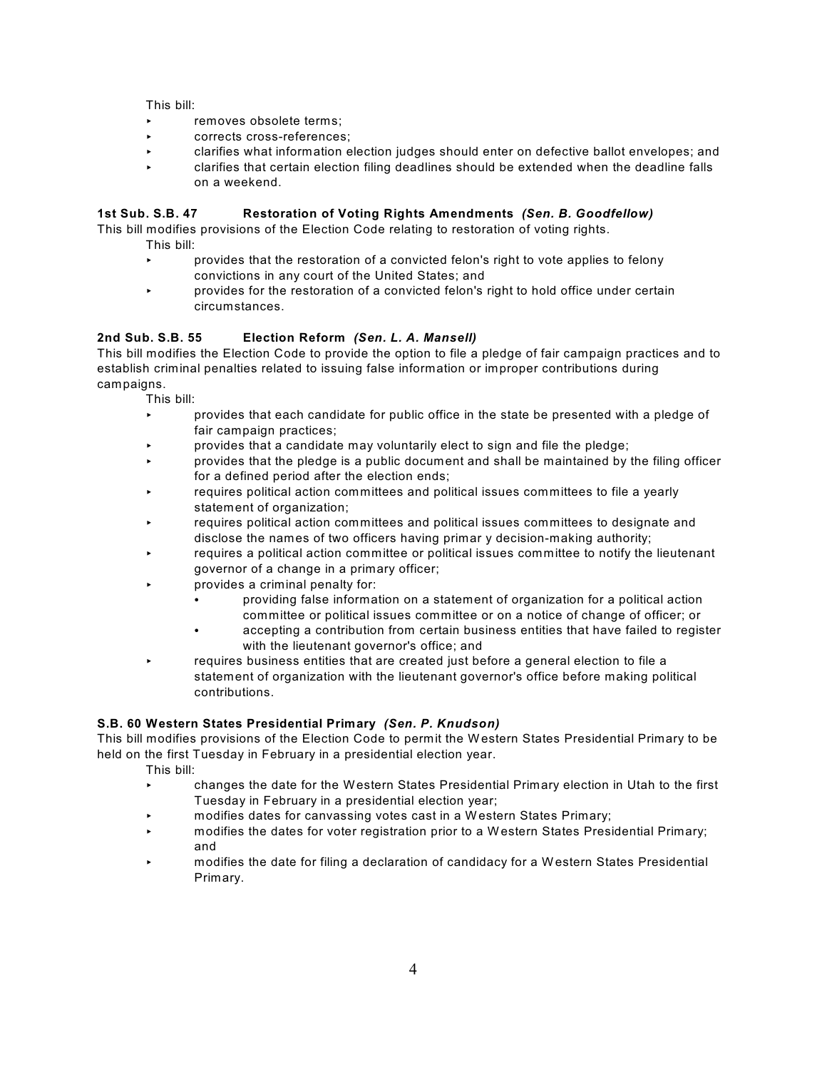This bill:

- removes obsolete terms;
- corrects cross-references;
- clarifies what information election judges should enter on defective ballot envelopes; and
- clarifies that certain election filing deadlines should be extended when the deadline falls on a weekend.

**1st Sub. S.B. 47 Restoration of Voting Rights Amendments** ***(Sen. B. Goodfellow)***

This bill modifies provisions of the Election Code relating to restoration of voting rights.

This bill:

- provides that the restoration of a convicted felon's right to vote applies to felony convictions in any court of the United States; and
- provides for the restoration of a convicted felon's right to hold office under certain circumstances.

**2nd Sub. S.B. 55 Election Reform** ***(Sen. L. A. Mansell)***

This bill modifies the Election Code to provide the option to file a pledge of fair campaign practices and to establish criminal penalties related to issuing false information or improper contributions during campaigns.

This bill:

- provides that each candidate for public office in the state be presented with a pledge of fair campaign practices;
- provides that a candidate may voluntarily elect to sign and file the pledge;
- provides that the pledge is a public document and shall be maintained by the filing officer for a defined period after the election ends;
- requires political action committees and political issues committees to file a yearly statement of organization;
- requires political action committees and political issues committees to designate and disclose the names of two officers having primar y decision-making authority;
- requires a political action committee or political issues committee to notify the lieutenant governor of a change in a primary officer;
- provides a criminal penalty for:
  - providing false information on a statement of organization for a political action committee or political issues committee or on a notice of change of officer; or
  - accepting a contribution from certain business entities that have failed to register with the lieutenant governor's office; and
- requires business entities that are created just before a general election to file a statement of organization with the lieutenant governor's office before making political contributions.

**S.B. 60 Western States Presidential Primary** ***(Sen. P. Knudson)***

This bill modifies provisions of the Election Code to permit the Western States Presidential Primary to be held on the first Tuesday in February in a presidential election year.

This bill:

- changes the date for the Western States Presidential Primary election in Utah to the first Tuesday in February in a presidential election year;
- modifies dates for canvassing votes cast in a Western States Primary;
- modifies the dates for voter registration prior to a Western States Presidential Primary; and
- modifies the date for filing a declaration of candidacy for a Western States Presidential Primary.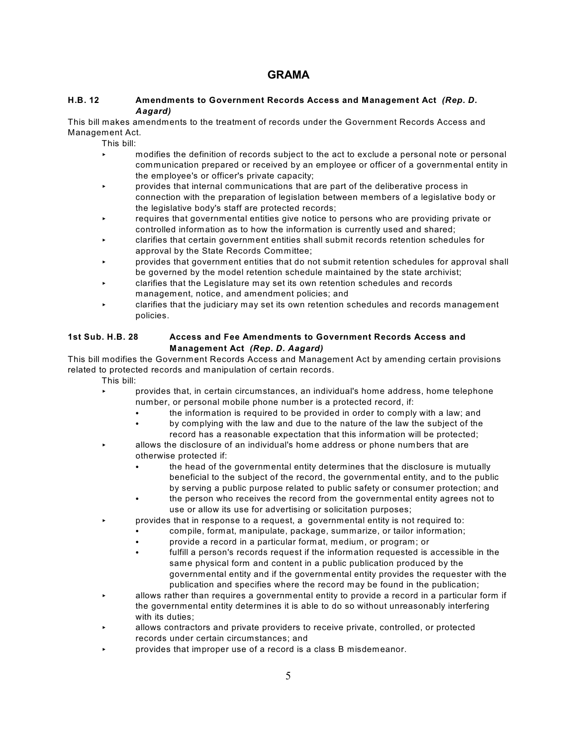# GRAMA

**H.B. 12 Amendments to Government Records Access and Management Act** ***(Rep. D. Aagard)***

This bill makes amendments to the treatment of records under the Government Records Access and Management Act.

This bill:

- modifies the definition of records subject to the act to exclude a personal note or personal communication prepared or received by an employee or officer of a governmental entity in the employee's or officer's private capacity;
- provides that internal communications that are part of the deliberative process in connection with the preparation of legislation between members of a legislative body or the legislative body's staff are protected records;
- requires that governmental entities give notice to persons who are providing private or controlled information as to how the information is currently used and shared;
- clarifies that certain government entities shall submit records retention schedules for approval by the State Records Committee;
- provides that government entities that do not submit retention schedules for approval shall be governed by the model retention schedule maintained by the state archivist;
- clarifies that the Legislature may set its own retention schedules and records management, notice, and amendment policies; and
- clarifies that the judiciary may set its own retention schedules and records management policies.

**1st Sub. H.B. 28 Access and Fee Amendments to Government Records Access and Management Act** ***(Rep. D. Aagard)***

This bill modifies the Government Records Access and Management Act by amending certain provisions related to protected records and manipulation of certain records.

This bill:

- provides that, in certain circumstances, an individual's home address, home telephone number, or personal mobile phone number is a protected record, if:
  - the information is required to be provided in order to comply with a law; and
  - by complying with the law and due to the nature of the law the subject of the record has a reasonable expectation that this information will be protected;
- allows the disclosure of an individual's home address or phone numbers that are otherwise protected if:
  - the head of the governmental entity determines that the disclosure is mutually beneficial to the subject of the record, the governmental entity, and to the public by serving a public purpose related to public safety or consumer protection; and
  - the person who receives the record from the governmental entity agrees not to use or allow its use for advertising or solicitation purposes;
- provides that in response to a request, a governmental entity is not required to:
  - compile, format, manipulate, package, summarize, or tailor information;
  - provide a record in a particular format, medium, or program; or
  - fulfill a person's records request if the information requested is accessible in the same physical form and content in a public publication produced by the governmental entity and if the governmental entity provides the requester with the publication and specifies where the record may be found in the publication;
- allows rather than requires a governmental entity to provide a record in a particular form if the governmental entity determines it is able to do so without unreasonably interfering with its duties;
- allows contractors and private providers to receive private, controlled, or protected records under certain circumstances; and
- provides that improper use of a record is a class B misdemeanor.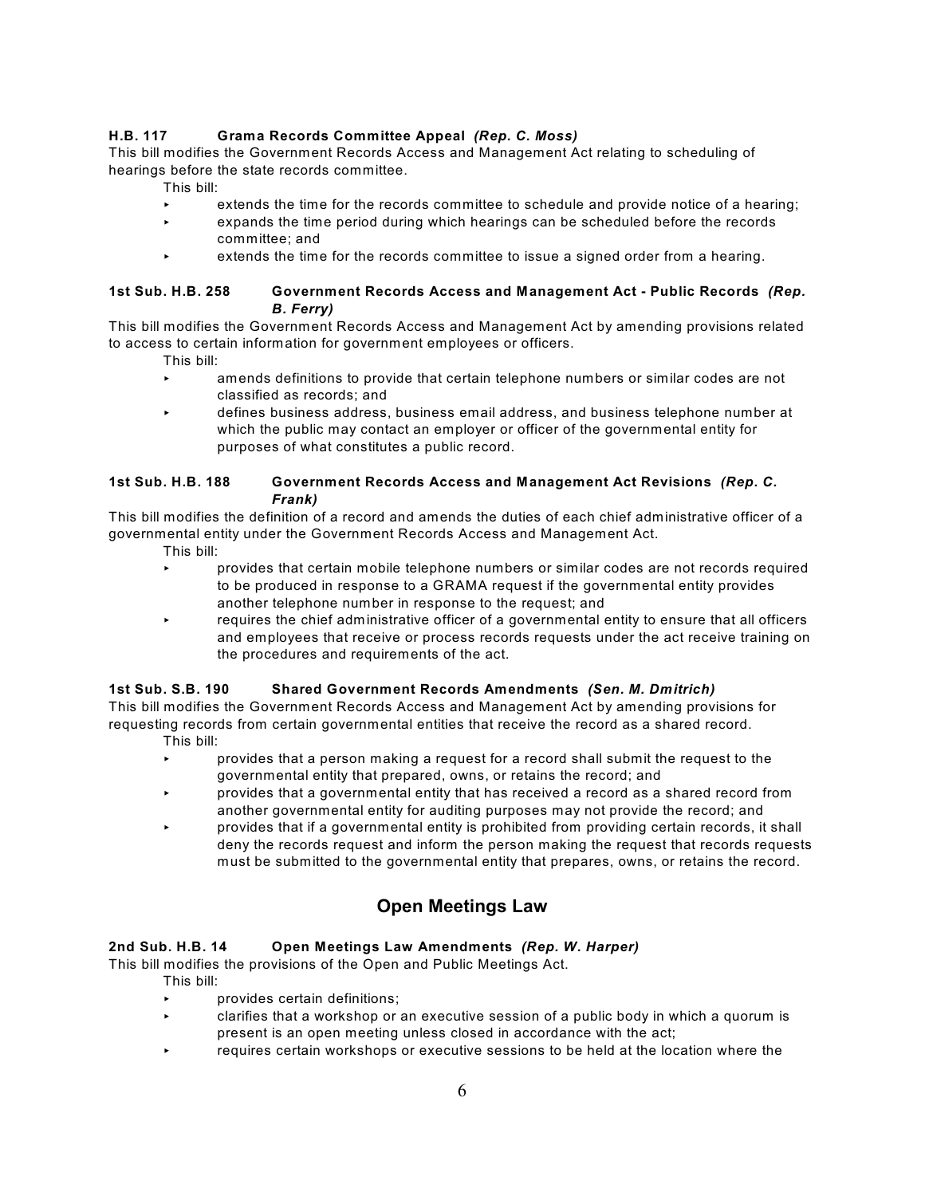**H.B. 117 Grama Records Committee Appeal** ***(Rep. C. Moss)***

This bill modifies the Government Records Access and Management Act relating to scheduling of hearings before the state records committee.

This bill:

- extends the time for the records committee to schedule and provide notice of a hearing;
- expands the time period during which hearings can be scheduled before the records committee; and
- extends the time for the records committee to issue a signed order from a hearing.

**1st Sub. H.B. 258 Government Records Access and Management Act - Public Records** ***(Rep. B. Ferry)***

This bill modifies the Government Records Access and Management Act by amending provisions related to access to certain information for government employees or officers.

This bill:

- amends definitions to provide that certain telephone numbers or similar codes are not classified as records; and
- defines business address, business email address, and business telephone number at which the public may contact an employer or officer of the governmental entity for purposes of what constitutes a public record.

**1st Sub. H.B. 188 Government Records Access and Management Act Revisions** ***(Rep. C. Frank)***

This bill modifies the definition of a record and amends the duties of each chief administrative officer of a governmental entity under the Government Records Access and Management Act.

This bill:

- provides that certain mobile telephone numbers or similar codes are not records required to be produced in response to a GRAMA request if the governmental entity provides another telephone number in response to the request; and
- requires the chief administrative officer of a governmental entity to ensure that all officers and employees that receive or process records requests under the act receive training on the procedures and requirements of the act.

**1st Sub. S.B. 190 Shared Government Records Amendments** ***(Sen. M. Dmitrich)***

This bill modifies the Government Records Access and Management Act by amending provisions for requesting records from certain governmental entities that receive the record as a shared record.

This bill:

- provides that a person making a request for a record shall submit the request to the governmental entity that prepared, owns, or retains the record; and
- provides that a governmental entity that has received a record as a shared record from another governmental entity for auditing purposes may not provide the record; and
- provides that if a governmental entity is prohibited from providing certain records, it shall deny the records request and inform the person making the request that records requests must be submitted to the governmental entity that prepares, owns, or retains the record.

## Open Meetings Law

**2nd Sub. H.B. 14 Open Meetings Law Amendments** ***(Rep. W. Harper)***

This bill modifies the provisions of the Open and Public Meetings Act.

This bill:

- provides certain definitions;
- clarifies that a workshop or an executive session of a public body in which a quorum is present is an open meeting unless closed in accordance with the act;
- requires certain workshops or executive sessions to be held at the location where the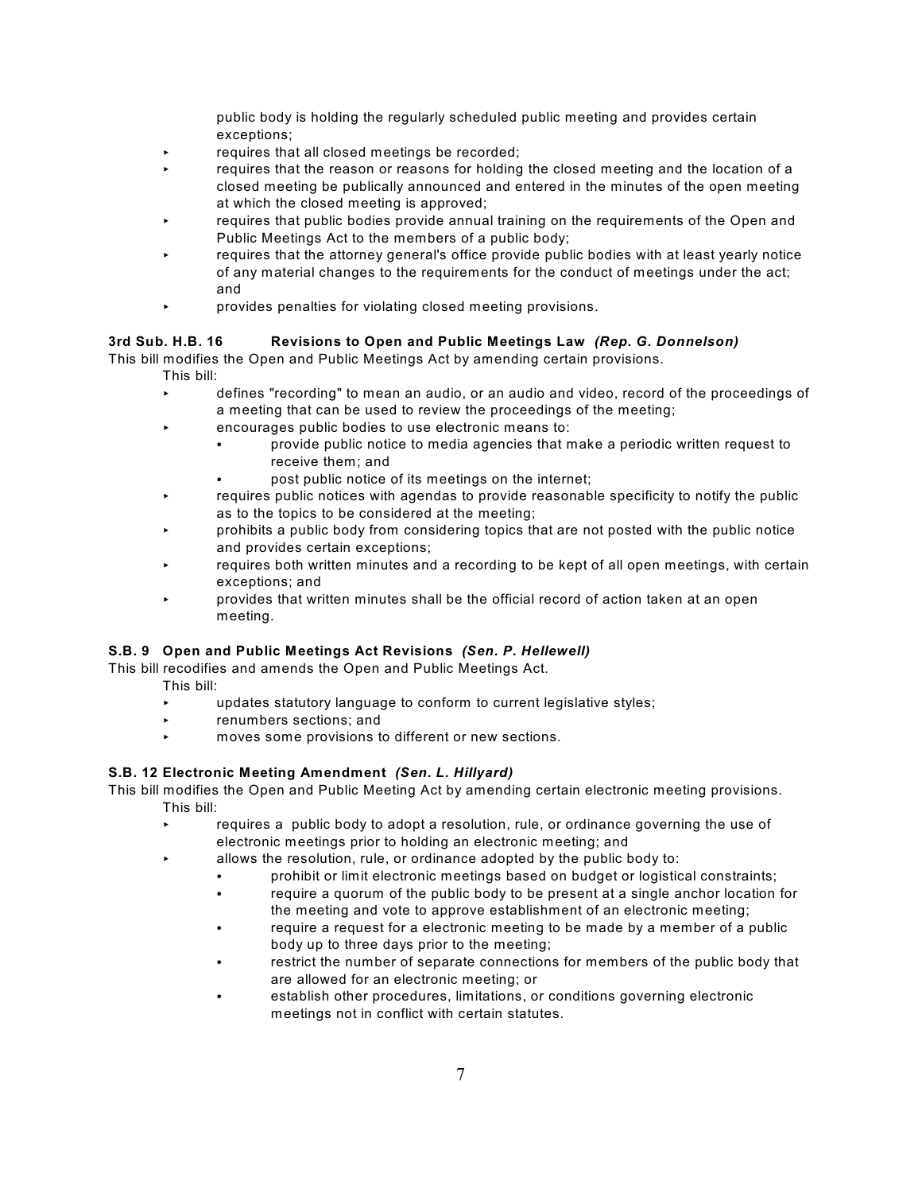public body is holding the regularly scheduled public meeting and provides certain exceptions;

- requires that all closed meetings be recorded;
- requires that the reason or reasons for holding the closed meeting and the location of a closed meeting be publically announced and entered in the minutes of the open meeting at which the closed meeting is approved;
- requires that public bodies provide annual training on the requirements of the Open and Public Meetings Act to the members of a public body;
- requires that the attorney general's office provide public bodies with at least yearly notice of any material changes to the requirements for the conduct of meetings under the act; and
- provides penalties for violating closed meeting provisions.

**3rd Sub. H.B. 16 Revisions to Open and Public Meetings Law** ***(Rep. G. Donnelson)***

This bill modifies the Open and Public Meetings Act by amending certain provisions.

This bill:

- defines "recording" to mean an audio, or an audio and video, record of the proceedings of a meeting that can be used to review the proceedings of the meeting;
- encourages public bodies to use electronic means to:
  - provide public notice to media agencies that make a periodic written request to receive them; and
  - post public notice of its meetings on the internet;
- requires public notices with agendas to provide reasonable specificity to notify the public as to the topics to be considered at the meeting;
- prohibits a public body from considering topics that are not posted with the public notice and provides certain exceptions;
- requires both written minutes and a recording to be kept of all open meetings, with certain exceptions; and
- provides that written minutes shall be the official record of action taken at an open meeting.

**S.B. 9 Open and Public Meetings Act Revisions** ***(Sen. P. Hellewell)***

This bill recodifies and amends the Open and Public Meetings Act.

This bill:

- updates statutory language to conform to current legislative styles;
- renumbers sections; and
- moves some provisions to different or new sections.

**S.B. 12 Electronic Meeting Amendment** ***(Sen. L. Hillyard)***

This bill modifies the Open and Public Meeting Act by amending certain electronic meeting provisions.

This bill:

- requires a public body to adopt a resolution, rule, or ordinance governing the use of electronic meetings prior to holding an electronic meeting; and
- allows the resolution, rule, or ordinance adopted by the public body to:
  - prohibit or limit electronic meetings based on budget or logistical constraints;
  - require a quorum of the public body to be present at a single anchor location for the meeting and vote to approve establishment of an electronic meeting;
  - require a request for a electronic meeting to be made by a member of a public body up to three days prior to the meeting;
  - restrict the number of separate connections for members of the public body that are allowed for an electronic meeting; or
  - establish other procedures, limitations, or conditions governing electronic meetings not in conflict with certain statutes.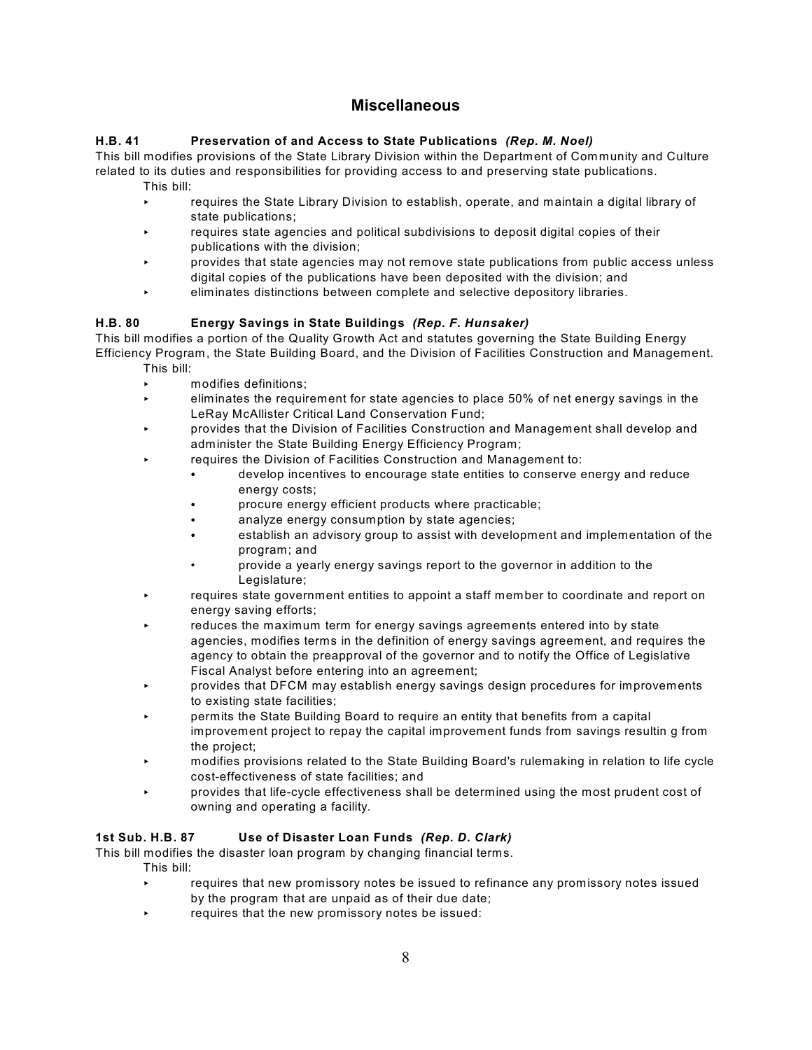## Miscellaneous

**H.B. 41 Preservation of and Access to State Publications** ***(Rep. M. Noel)***

This bill modifies provisions of the State Library Division within the Department of Community and Culture related to its duties and responsibilities for providing access to and preserving state publications.

This bill:

- requires the State Library Division to establish, operate, and maintain a digital library of state publications;
- requires state agencies and political subdivisions to deposit digital copies of their publications with the division;
- provides that state agencies may not remove state publications from public access unless digital copies of the publications have been deposited with the division; and
- eliminates distinctions between complete and selective depository libraries.

**H.B. 80 Energy Savings in State Buildings** ***(Rep. F. Hunsaker)***

This bill modifies a portion of the Quality Growth Act and statutes governing the State Building Energy Efficiency Program, the State Building Board, and the Division of Facilities Construction and Management.

This bill:

- modifies definitions;
- eliminates the requirement for state agencies to place 50% of net energy savings in the LeRay McAllister Critical Land Conservation Fund;
- provides that the Division of Facilities Construction and Management shall develop and administer the State Building Energy Efficiency Program;
- requires the Division of Facilities Construction and Management to:
  - develop incentives to encourage state entities to conserve energy and reduce energy costs;
  - procure energy efficient products where practicable;
  - analyze energy consumption by state agencies;
  - establish an advisory group to assist with development and implementation of the program; and
  - provide a yearly energy savings report to the governor in addition to the Legislature;
- requires state government entities to appoint a staff member to coordinate and report on energy saving efforts;
- reduces the maximum term for energy savings agreements entered into by state agencies, modifies terms in the definition of energy savings agreement, and requires the agency to obtain the preapproval of the governor and to notify the Office of Legislative Fiscal Analyst before entering into an agreement;
- provides that DFCM may establish energy savings design procedures for improvements to existing state facilities;
- permits the State Building Board to require an entity that benefits from a capital improvement project to repay the capital improvement funds from savings resultin g from the project;
- modifies provisions related to the State Building Board's rulemaking in relation to life cycle cost-effectiveness of state facilities; and
- provides that life-cycle effectiveness shall be determined using the most prudent cost of owning and operating a facility.

**1st Sub. H.B. 87 Use of Disaster Loan Funds** ***(Rep. D. Clark)***

This bill modifies the disaster loan program by changing financial terms.

This bill:

- requires that new promissory notes be issued to refinance any promissory notes issued by the program that are unpaid as of their due date;
- requires that the new promissory notes be issued: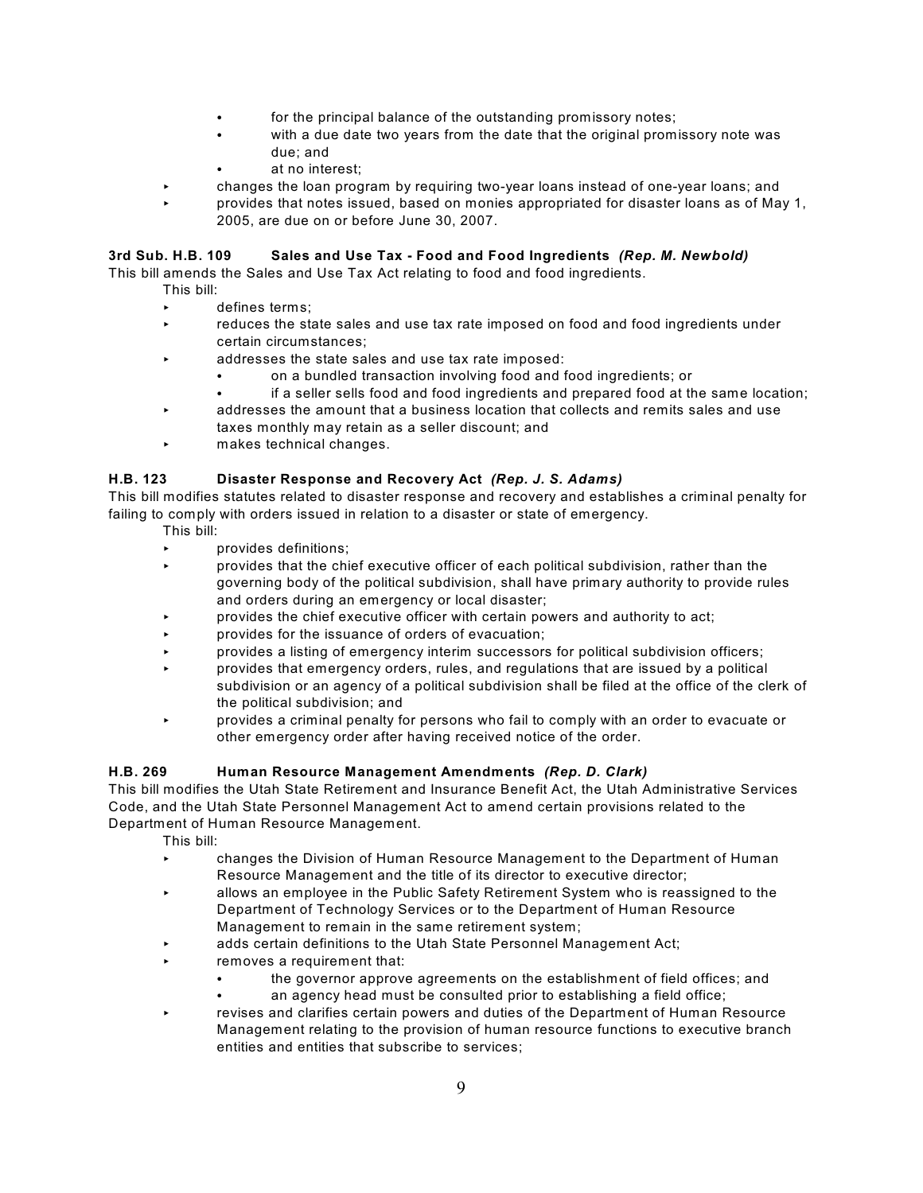- for the principal balance of the outstanding promissory notes;
   - with a due date two years from the date that the original promissory note was due; and
   - at no interest;
- changes the loan program by requiring two-year loans instead of one-year loans; and
- provides that notes issued, based on monies appropriated for disaster loans as of May 1, 2005, are due on or before June 30, 2007.

**3rd Sub. H.B. 109 Sales and Use Tax - Food and Food Ingredients *(Rep. M. Newbold)***

This bill amends the Sales and Use Tax Act relating to food and food ingredients.

This bill:

- defines terms;
- reduces the state sales and use tax rate imposed on food and food ingredients under certain circumstances;
- addresses the state sales and use tax rate imposed:
   - on a bundled transaction involving food and food ingredients; or
   - if a seller sells food and food ingredients and prepared food at the same location;
- addresses the amount that a business location that collects and remits sales and use taxes monthly may retain as a seller discount; and
- makes technical changes.

**H.B. 123 Disaster Response and Recovery Act *(Rep. J. S. Adams)***

This bill modifies statutes related to disaster response and recovery and establishes a criminal penalty for failing to comply with orders issued in relation to a disaster or state of emergency.

This bill:

- provides definitions;
- provides that the chief executive officer of each political subdivision, rather than the governing body of the political subdivision, shall have primary authority to provide rules and orders during an emergency or local disaster;
- provides the chief executive officer with certain powers and authority to act;
- provides for the issuance of orders of evacuation;
- provides a listing of emergency interim successors for political subdivision officers;
- provides that emergency orders, rules, and regulations that are issued by a political subdivision or an agency of a political subdivision shall be filed at the office of the clerk of the political subdivision; and
- provides a criminal penalty for persons who fail to comply with an order to evacuate or other emergency order after having received notice of the order.

**H.B. 269 Human Resource Management Amendments *(Rep. D. Clark)***

This bill modifies the Utah State Retirement and Insurance Benefit Act, the Utah Administrative Services Code, and the Utah State Personnel Management Act to amend certain provisions related to the Department of Human Resource Management.

This bill:

- changes the Division of Human Resource Management to the Department of Human Resource Management and the title of its director to executive director;
- allows an employee in the Public Safety Retirement System who is reassigned to the Department of Technology Services or to the Department of Human Resource Management to remain in the same retirement system;
- adds certain definitions to the Utah State Personnel Management Act;
- removes a requirement that:
   - the governor approve agreements on the establishment of field offices; and
   - an agency head must be consulted prior to establishing a field office;
- revises and clarifies certain powers and duties of the Department of Human Resource Management relating to the provision of human resource functions to executive branch entities and entities that subscribe to services;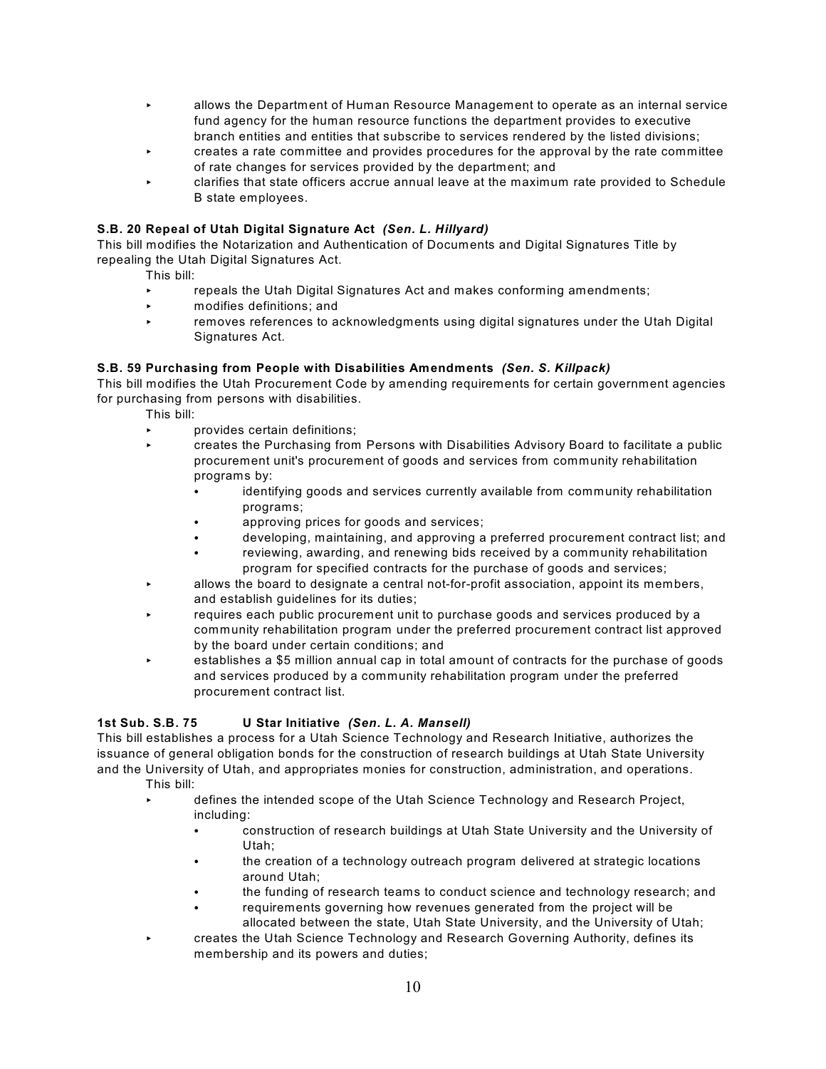- allows the Department of Human Resource Management to operate as an internal service fund agency for the human resource functions the department provides to executive branch entities and entities that subscribe to services rendered by the listed divisions;
- creates a rate committee and provides procedures for the approval by the rate committee of rate changes for services provided by the department; and
- clarifies that state officers accrue annual leave at the maximum rate provided to Schedule B state employees.

**S.B. 20 Repeal of Utah Digital Signature Act** ***(Sen. L. Hillyard)***
This bill modifies the Notarization and Authentication of Documents and Digital Signatures Title by repealing the Utah Digital Signatures Act.

This bill:

- repeals the Utah Digital Signatures Act and makes conforming amendments;
- modifies definitions; and
- removes references to acknowledgments using digital signatures under the Utah Digital Signatures Act.

**S.B. 59 Purchasing from People with Disabilities Amendments** ***(Sen. S. Killpack)***
This bill modifies the Utah Procurement Code by amending requirements for certain government agencies for purchasing from persons with disabilities.

This bill:

- provides certain definitions;
- creates the Purchasing from Persons with Disabilities Advisory Board to facilitate a public procurement unit's procurement of goods and services from community rehabilitation programs by:
  - identifying goods and services currently available from community rehabilitation programs;
  - approving prices for goods and services;
  - developing, maintaining, and approving a preferred procurement contract list; and
  - reviewing, awarding, and renewing bids received by a community rehabilitation program for specified contracts for the purchase of goods and services;
- allows the board to designate a central not-for-profit association, appoint its members, and establish guidelines for its duties;
- requires each public procurement unit to purchase goods and services produced by a community rehabilitation program under the preferred procurement contract list approved by the board under certain conditions; and
- establishes a $5 million annual cap in total amount of contracts for the purchase of goods and services produced by a community rehabilitation program under the preferred procurement contract list.

**1st Sub. S.B. 75 U Star Initiative** ***(Sen. L. A. Mansell)***
This bill establishes a process for a Utah Science Technology and Research Initiative, authorizes the issuance of general obligation bonds for the construction of research buildings at Utah State University and the University of Utah, and appropriates monies for construction, administration, and operations.

This bill:

- defines the intended scope of the Utah Science Technology and Research Project, including:
  - construction of research buildings at Utah State University and the University of Utah;
  - the creation of a technology outreach program delivered at strategic locations around Utah;
  - the funding of research teams to conduct science and technology research; and
  - requirements governing how revenues generated from the project will be allocated between the state, Utah State University, and the University of Utah;
- creates the Utah Science Technology and Research Governing Authority, defines its membership and its powers and duties;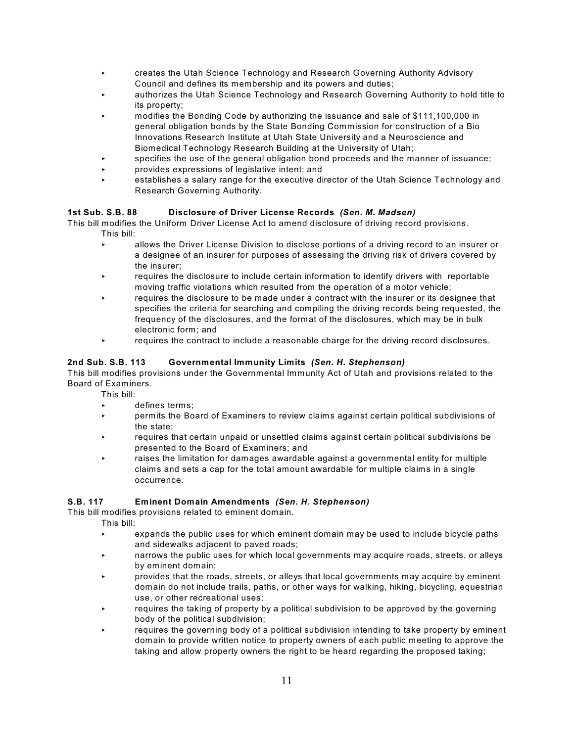- creates the Utah Science Technology and Research Governing Authority Advisory Council and defines its membership and its powers and duties;
- authorizes the Utah Science Technology and Research Governing Authority to hold title to its property;
- modifies the Bonding Code by authorizing the issuance and sale of $111,100,000 in general obligation bonds by the State Bonding Commission for construction of a Bio Innovations Research Institute at Utah State University and a Neuroscience and Biomedical Technology Research Building at the University of Utah;
- specifies the use of the general obligation bond proceeds and the manner of issuance;
- provides expressions of legislative intent; and
- establishes a salary range for the executive director of the Utah Science Technology and Research Governing Authority.

**1st Sub. S.B. 88 Disclosure of Driver License Records** ***(Sen. M. Madsen)***

This bill modifies the Uniform Driver License Act to amend disclosure of driving record provisions.

This bill:

- allows the Driver License Division to disclose portions of a driving record to an insurer or a designee of an insurer for purposes of assessing the driving risk of drivers covered by the insurer;
- requires the disclosure to include certain information to identify drivers with reportable moving traffic violations which resulted from the operation of a motor vehicle;
- requires the disclosure to be made under a contract with the insurer or its designee that specifies the criteria for searching and compiling the driving records being requested, the frequency of the disclosures, and the format of the disclosures, which may be in bulk electronic form; and
- requires the contract to include a reasonable charge for the driving record disclosures.

**2nd Sub. S.B. 113 Governmental Immunity Limits** ***(Sen. H. Stephenson)***

This bill modifies provisions under the Governmental Immunity Act of Utah and provisions related to the Board of Examiners.

This bill:

- defines terms;
- permits the Board of Examiners to review claims against certain political subdivisions of the state;
- requires that certain unpaid or unsettled claims against certain political subdivisions be presented to the Board of Examiners; and
- raises the limitation for damages awardable against a governmental entity for multiple claims and sets a cap for the total amount awardable for multiple claims in a single occurrence.

**S.B. 117 Eminent Domain Amendments** ***(Sen. H. Stephenson)***

This bill modifies provisions related to eminent domain.

This bill:

- expands the public uses for which eminent domain may be used to include bicycle paths and sidewalks adjacent to paved roads;
- narrows the public uses for which local governments may acquire roads, streets, or alleys by eminent domain;
- provides that the roads, streets, or alleys that local governments may acquire by eminent domain do not include trails, paths, or other ways for walking, hiking, bicycling, equestrian use, or other recreational uses;
- requires the taking of property by a political subdivision to be approved by the governing body of the political subdivision;
- requires the governing body of a political subdivision intending to take property by eminent domain to provide written notice to property owners of each public meeting to approve the taking and allow property owners the right to be heard regarding the proposed taking;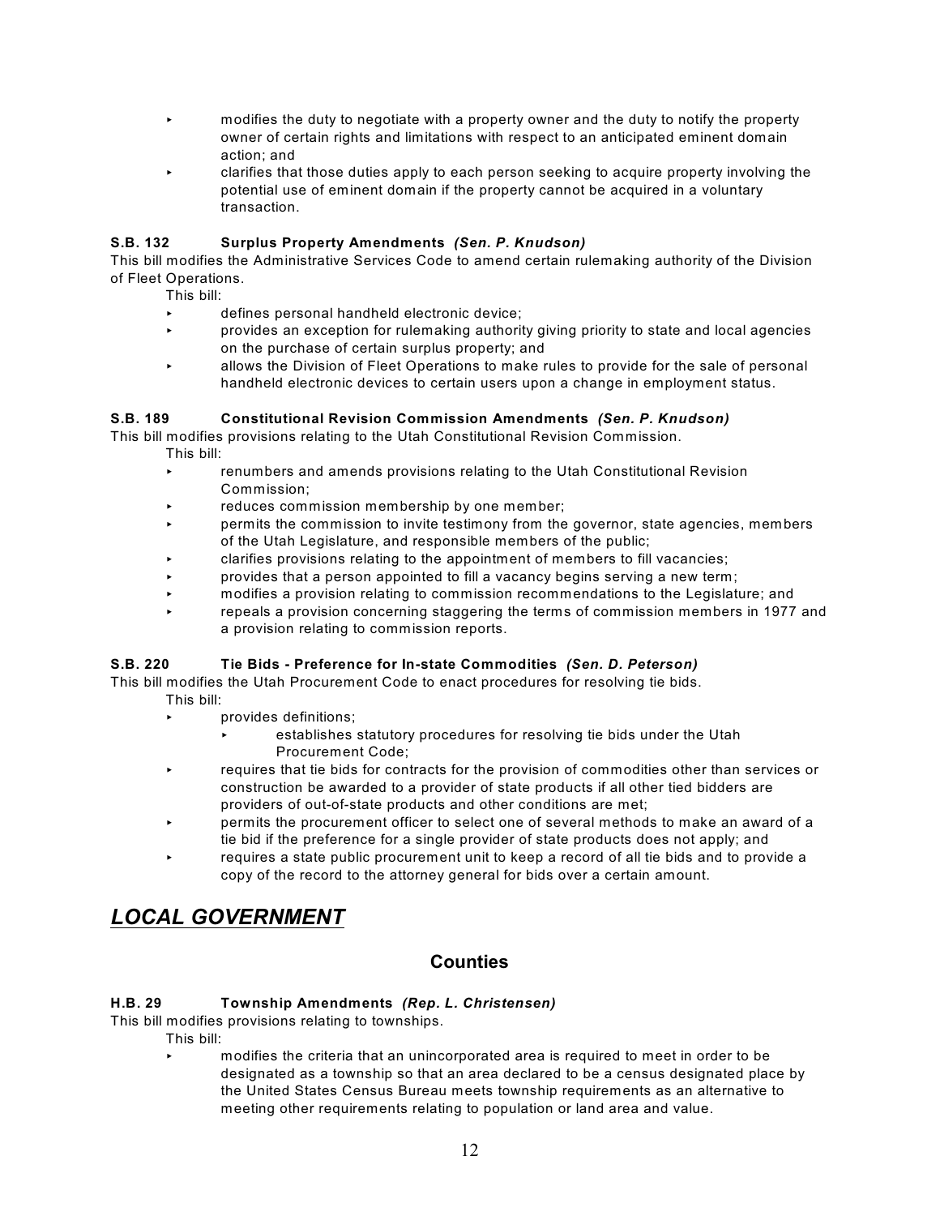- modifies the duty to negotiate with a property owner and the duty to notify the property owner of certain rights and limitations with respect to an anticipated eminent domain action; and
- clarifies that those duties apply to each person seeking to acquire property involving the potential use of eminent domain if the property cannot be acquired in a voluntary transaction.

**S.B. 132 Surplus Property Amendments** ***(Sen. P. Knudson)***

This bill modifies the Administrative Services Code to amend certain rulemaking authority of the Division of Fleet Operations.

This bill:

- defines personal handheld electronic device;
- provides an exception for rulemaking authority giving priority to state and local agencies on the purchase of certain surplus property; and
- allows the Division of Fleet Operations to make rules to provide for the sale of personal handheld electronic devices to certain users upon a change in employment status.

**S.B. 189 Constitutional Revision Commission Amendments** ***(Sen. P. Knudson)***

This bill modifies provisions relating to the Utah Constitutional Revision Commission.

This bill:

- renumbers and amends provisions relating to the Utah Constitutional Revision Commission;
- reduces commission membership by one member;
- permits the commission to invite testimony from the governor, state agencies, members of the Utah Legislature, and responsible members of the public;
- clarifies provisions relating to the appointment of members to fill vacancies;
- provides that a person appointed to fill a vacancy begins serving a new term;
- modifies a provision relating to commission recommendations to the Legislature; and
- repeals a provision concerning staggering the terms of commission members in 1977 and a provision relating to commission reports.

**S.B. 220 Tie Bids - Preference for In-state Commodities** ***(Sen. D. Peterson)***

This bill modifies the Utah Procurement Code to enact procedures for resolving tie bids.

This bill:

- provides definitions;
  - establishes statutory procedures for resolving tie bids under the Utah Procurement Code;
- requires that tie bids for contracts for the provision of commodities other than services or construction be awarded to a provider of state products if all other tied bidders are providers of out-of-state products and other conditions are met;
- permits the procurement officer to select one of several methods to make an award of a tie bid if the preference for a single provider of state products does not apply; and
- requires a state public procurement unit to keep a record of all tie bids and to provide a copy of the record to the attorney general for bids over a certain amount.

# ***LOCAL GOVERNMENT***

## Counties

**H.B. 29 Township Amendments** ***(Rep. L. Christensen)***

This bill modifies provisions relating to townships.

This bill:

- modifies the criteria that an unincorporated area is required to meet in order to be designated as a township so that an area declared to be a census designated place by the United States Census Bureau meets township requirements as an alternative to meeting other requirements relating to population or land area and value.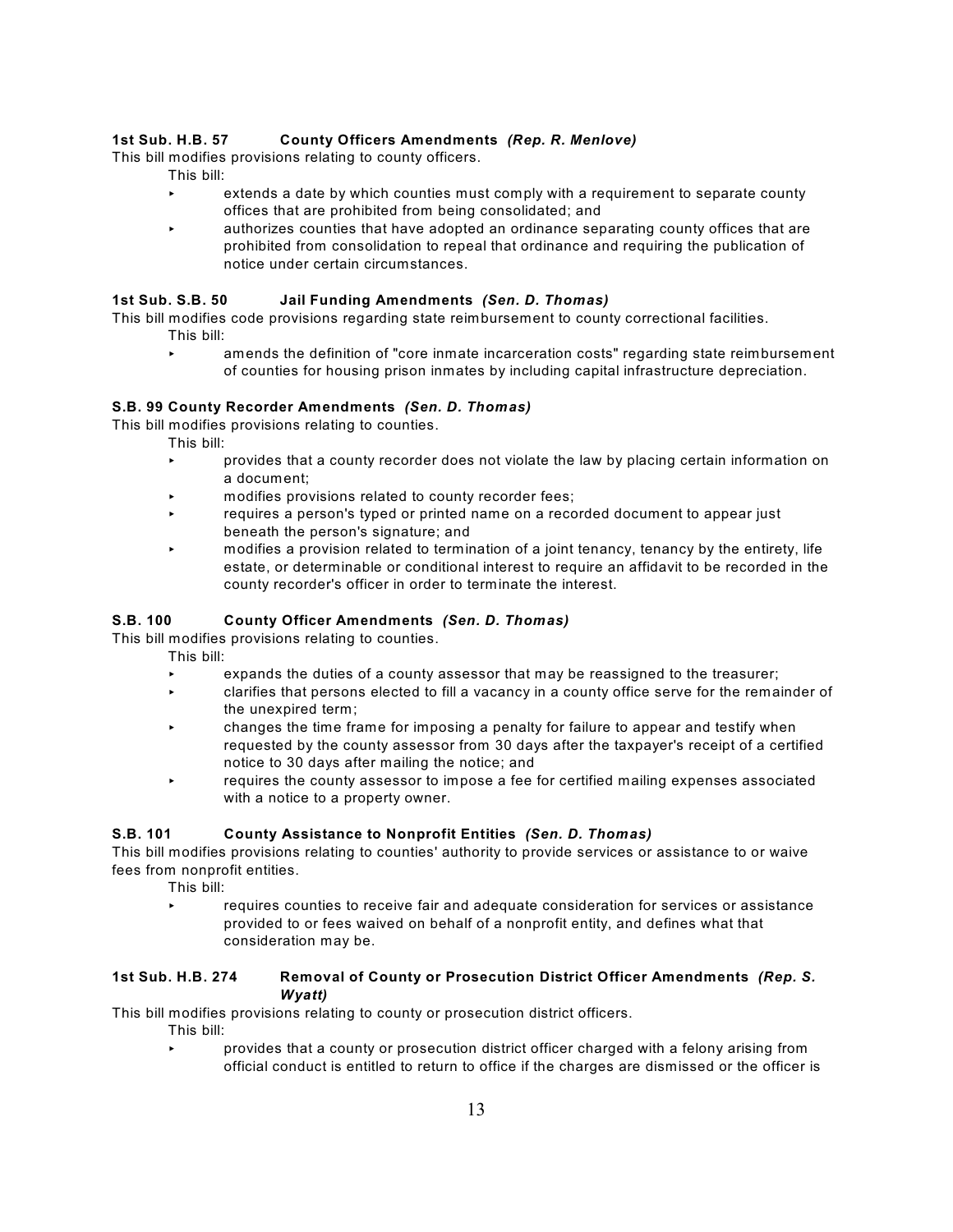**1st Sub. H.B. 57 County Officers Amendments** ***(Rep. R. Menlove)***

This bill modifies provisions relating to county officers.

This bill:

- extends a date by which counties must comply with a requirement to separate county offices that are prohibited from being consolidated; and
- authorizes counties that have adopted an ordinance separating county offices that are prohibited from consolidation to repeal that ordinance and requiring the publication of notice under certain circumstances.

**1st Sub. S.B. 50 Jail Funding Amendments** ***(Sen. D. Thomas)***

This bill modifies code provisions regarding state reimbursement to county correctional facilities.

This bill:

- amends the definition of "core inmate incarceration costs" regarding state reimbursement of counties for housing prison inmates by including capital infrastructure depreciation.

**S.B. 99 County Recorder Amendments** ***(Sen. D. Thomas)***

This bill modifies provisions relating to counties.

This bill:

- provides that a county recorder does not violate the law by placing certain information on a document;
- modifies provisions related to county recorder fees;
- requires a person's typed or printed name on a recorded document to appear just beneath the person's signature; and
- modifies a provision related to termination of a joint tenancy, tenancy by the entirety, life estate, or determinable or conditional interest to require an affidavit to be recorded in the county recorder's officer in order to terminate the interest.

**S.B. 100 County Officer Amendments** ***(Sen. D. Thomas)***

This bill modifies provisions relating to counties.

This bill:

- expands the duties of a county assessor that may be reassigned to the treasurer;
- clarifies that persons elected to fill a vacancy in a county office serve for the remainder of the unexpired term;
- changes the time frame for imposing a penalty for failure to appear and testify when requested by the county assessor from 30 days after the taxpayer's receipt of a certified notice to 30 days after mailing the notice; and
- requires the county assessor to impose a fee for certified mailing expenses associated with a notice to a property owner.

**S.B. 101 County Assistance to Nonprofit Entities** ***(Sen. D. Thomas)***

This bill modifies provisions relating to counties' authority to provide services or assistance to or waive fees from nonprofit entities.

This bill:

- requires counties to receive fair and adequate consideration for services or assistance provided to or fees waived on behalf of a nonprofit entity, and defines what that consideration may be.

**1st Sub. H.B. 274 Removal of County or Prosecution District Officer Amendments** ***(Rep. S. Wyatt)***

This bill modifies provisions relating to county or prosecution district officers.

This bill:

- provides that a county or prosecution district officer charged with a felony arising from official conduct is entitled to return to office if the charges are dismissed or the officer is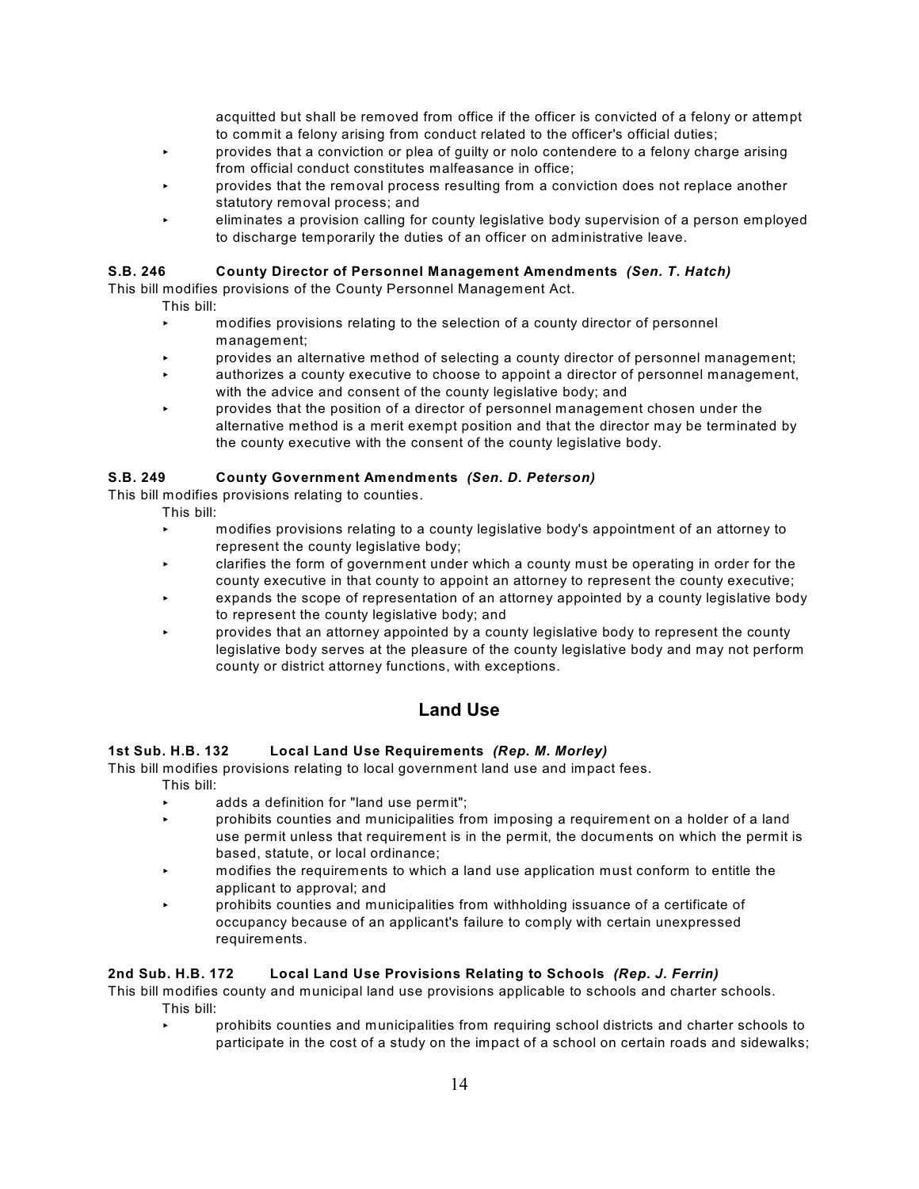acquitted but shall be removed from office if the officer is convicted of a felony or attempt to commit a felony arising from conduct related to the officer's official duties;

- provides that a conviction or plea of guilty or nolo contendere to a felony charge arising from official conduct constitutes malfeasance in office;
- provides that the removal process resulting from a conviction does not replace another statutory removal process; and
- eliminates a provision calling for county legislative body supervision of a person employed to discharge temporarily the duties of an officer on administrative leave.

**S.B. 246 County Director of Personnel Management Amendments** ***(Sen. T. Hatch)***

This bill modifies provisions of the County Personnel Management Act.

This bill:

- modifies provisions relating to the selection of a county director of personnel management;
- provides an alternative method of selecting a county director of personnel management;
- authorizes a county executive to choose to appoint a director of personnel management, with the advice and consent of the county legislative body; and
- provides that the position of a director of personnel management chosen under the alternative method is a merit exempt position and that the director may be terminated by the county executive with the consent of the county legislative body.

**S.B. 249 County Government Amendments** ***(Sen. D. Peterson)***

This bill modifies provisions relating to counties.

This bill:

- modifies provisions relating to a county legislative body's appointment of an attorney to represent the county legislative body;
- clarifies the form of government under which a county must be operating in order for the county executive in that county to appoint an attorney to represent the county executive;
- expands the scope of representation of an attorney appointed by a county legislative body to represent the county legislative body; and
- provides that an attorney appointed by a county legislative body to represent the county legislative body serves at the pleasure of the county legislative body and may not perform county or district attorney functions, with exceptions.

## Land Use

**1st Sub. H.B. 132 Local Land Use Requirements** ***(Rep. M. Morley)***

This bill modifies provisions relating to local government land use and impact fees.

This bill:

- adds a definition for "land use permit";
- prohibits counties and municipalities from imposing a requirement on a holder of a land use permit unless that requirement is in the permit, the documents on which the permit is based, statute, or local ordinance;
- modifies the requirements to which a land use application must conform to entitle the applicant to approval; and
- prohibits counties and municipalities from withholding issuance of a certificate of occupancy because of an applicant's failure to comply with certain unexpressed requirements.

**2nd Sub. H.B. 172 Local Land Use Provisions Relating to Schools** ***(Rep. J. Ferrin)***

This bill modifies county and municipal land use provisions applicable to schools and charter schools.

This bill:

- prohibits counties and municipalities from requiring school districts and charter schools to participate in the cost of a study on the impact of a school on certain roads and sidewalks;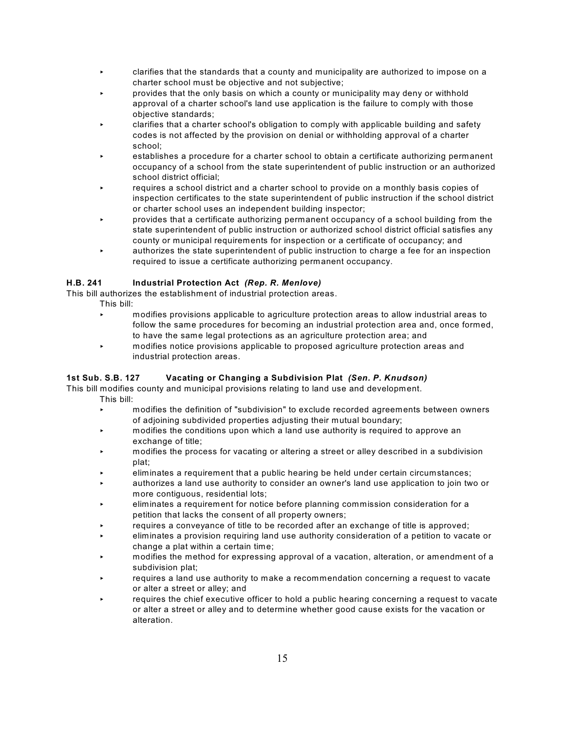- clarifies that the standards that a county and municipality are authorized to impose on a charter school must be objective and not subjective;
- provides that the only basis on which a county or municipality may deny or withhold approval of a charter school's land use application is the failure to comply with those objective standards;
- clarifies that a charter school's obligation to comply with applicable building and safety codes is not affected by the provision on denial or withholding approval of a charter school;
- establishes a procedure for a charter school to obtain a certificate authorizing permanent occupancy of a school from the state superintendent of public instruction or an authorized school district official;
- requires a school district and a charter school to provide on a monthly basis copies of inspection certificates to the state superintendent of public instruction if the school district or charter school uses an independent building inspector;
- provides that a certificate authorizing permanent occupancy of a school building from the state superintendent of public instruction or authorized school district official satisfies any county or municipal requirements for inspection or a certificate of occupancy; and
- authorizes the state superintendent of public instruction to charge a fee for an inspection required to issue a certificate authorizing permanent occupancy.

**H.B. 241 Industrial Protection Act *(Rep. R. Menlove)***

This bill authorizes the establishment of industrial protection areas.

This bill:

- modifies provisions applicable to agriculture protection areas to allow industrial areas to follow the same procedures for becoming an industrial protection area and, once formed, to have the same legal protections as an agriculture protection area; and
- modifies notice provisions applicable to proposed agriculture protection areas and industrial protection areas.

**1st Sub. S.B. 127 Vacating or Changing a Subdivision Plat *(Sen. P. Knudson)***

This bill modifies county and municipal provisions relating to land use and development.

This bill:

- modifies the definition of "subdivision" to exclude recorded agreements between owners of adjoining subdivided properties adjusting their mutual boundary;
- modifies the conditions upon which a land use authority is required to approve an exchange of title;
- modifies the process for vacating or altering a street or alley described in a subdivision plat;
- eliminates a requirement that a public hearing be held under certain circumstances;
- authorizes a land use authority to consider an owner's land use application to join two or more contiguous, residential lots;
- eliminates a requirement for notice before planning commission consideration for a petition that lacks the consent of all property owners;
- requires a conveyance of title to be recorded after an exchange of title is approved;
- eliminates a provision requiring land use authority consideration of a petition to vacate or change a plat within a certain time;
- modifies the method for expressing approval of a vacation, alteration, or amendment of a subdivision plat;
- requires a land use authority to make a recommendation concerning a request to vacate or alter a street or alley; and
- requires the chief executive officer to hold a public hearing concerning a request to vacate or alter a street or alley and to determine whether good cause exists for the vacation or alteration.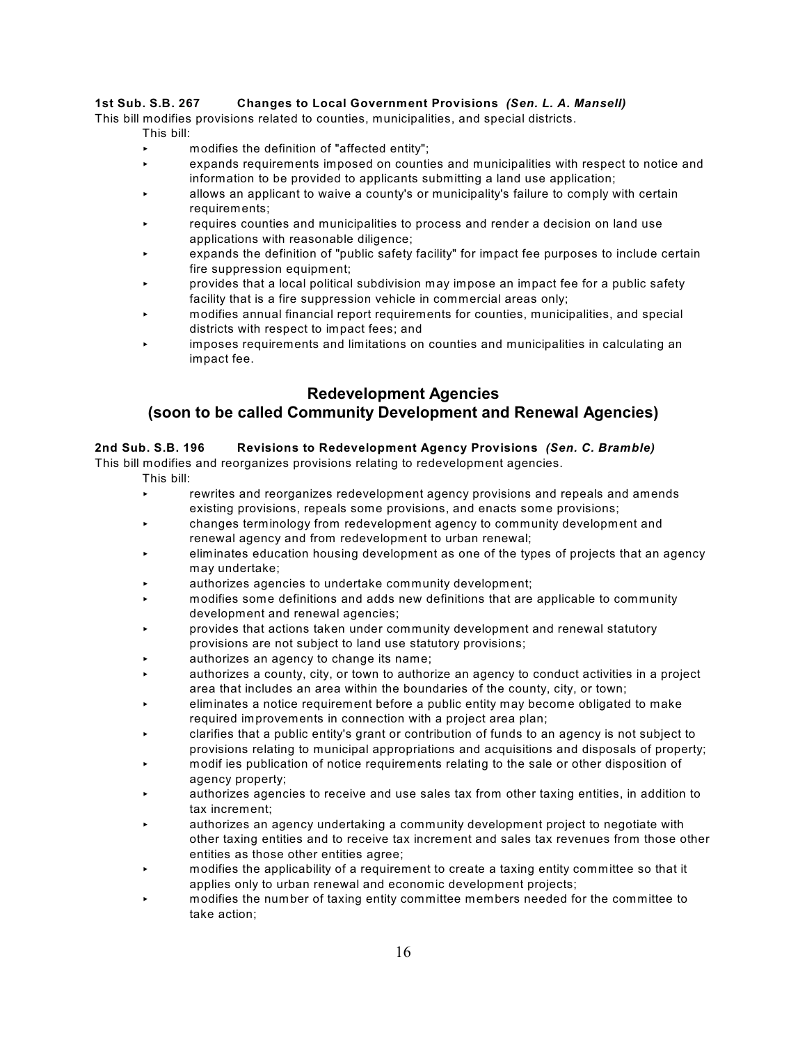**1st Sub. S.B. 267 Changes to Local Government Provisions** ***(Sen. L. A. Mansell)***

This bill modifies provisions related to counties, municipalities, and special districts.

This bill:

- modifies the definition of "affected entity";
- expands requirements imposed on counties and municipalities with respect to notice and information to be provided to applicants submitting a land use application;
- allows an applicant to waive a county's or municipality's failure to comply with certain requirements;
- requires counties and municipalities to process and render a decision on land use applications with reasonable diligence;
- expands the definition of "public safety facility" for impact fee purposes to include certain fire suppression equipment;
- provides that a local political subdivision may impose an impact fee for a public safety facility that is a fire suppression vehicle in commercial areas only;
- modifies annual financial report requirements for counties, municipalities, and special districts with respect to impact fees; and
- imposes requirements and limitations on counties and municipalities in calculating an impact fee.

## Redevelopment Agencies
## (soon to be called Community Development and Renewal Agencies)

**2nd Sub. S.B. 196 Revisions to Redevelopment Agency Provisions** ***(Sen. C. Bramble)***

This bill modifies and reorganizes provisions relating to redevelopment agencies.

This bill:

- rewrites and reorganizes redevelopment agency provisions and repeals and amends existing provisions, repeals some provisions, and enacts some provisions;
- changes terminology from redevelopment agency to community development and renewal agency and from redevelopment to urban renewal;
- eliminates education housing development as one of the types of projects that an agency may undertake;
- authorizes agencies to undertake community development;
- modifies some definitions and adds new definitions that are applicable to community development and renewal agencies;
- provides that actions taken under community development and renewal statutory provisions are not subject to land use statutory provisions;
- authorizes an agency to change its name;
- authorizes a county, city, or town to authorize an agency to conduct activities in a project area that includes an area within the boundaries of the county, city, or town;
- eliminates a notice requirement before a public entity may become obligated to make required improvements in connection with a project area plan;
- clarifies that a public entity's grant or contribution of funds to an agency is not subject to provisions relating to municipal appropriations and acquisitions and disposals of property;
- modif ies publication of notice requirements relating to the sale or other disposition of agency property;
- authorizes agencies to receive and use sales tax from other taxing entities, in addition to tax increment;
- authorizes an agency undertaking a community development project to negotiate with other taxing entities and to receive tax increment and sales tax revenues from those other entities as those other entities agree;
- modifies the applicability of a requirement to create a taxing entity committee so that it applies only to urban renewal and economic development projects;
- modifies the number of taxing entity committee members needed for the committee to take action;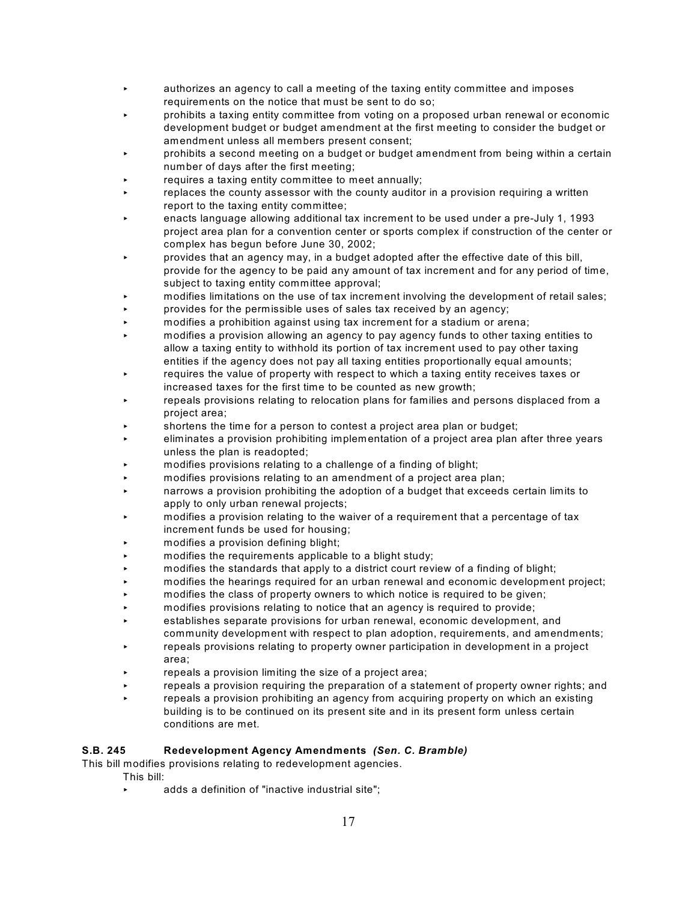- authorizes an agency to call a meeting of the taxing entity committee and imposes requirements on the notice that must be sent to do so;
- prohibits a taxing entity committee from voting on a proposed urban renewal or economic development budget or budget amendment at the first meeting to consider the budget or amendment unless all members present consent;
- prohibits a second meeting on a budget or budget amendment from being within a certain number of days after the first meeting;
- requires a taxing entity committee to meet annually;
- replaces the county assessor with the county auditor in a provision requiring a written report to the taxing entity committee;
- enacts language allowing additional tax increment to be used under a pre-July 1, 1993 project area plan for a convention center or sports complex if construction of the center or complex has begun before June 30, 2002;
- provides that an agency may, in a budget adopted after the effective date of this bill, provide for the agency to be paid any amount of tax increment and for any period of time, subject to taxing entity committee approval;
- modifies limitations on the use of tax increment involving the development of retail sales;
- provides for the permissible uses of sales tax received by an agency;
- modifies a prohibition against using tax increment for a stadium or arena;
- modifies a provision allowing an agency to pay agency funds to other taxing entities to allow a taxing entity to withhold its portion of tax increment used to pay other taxing entities if the agency does not pay all taxing entities proportionally equal amounts;
- requires the value of property with respect to which a taxing entity receives taxes or increased taxes for the first time to be counted as new growth;
- repeals provisions relating to relocation plans for families and persons displaced from a project area;
- shortens the time for a person to contest a project area plan or budget;
- eliminates a provision prohibiting implementation of a project area plan after three years unless the plan is readopted;
- modifies provisions relating to a challenge of a finding of blight;
- modifies provisions relating to an amendment of a project area plan;
- narrows a provision prohibiting the adoption of a budget that exceeds certain limits to apply to only urban renewal projects;
- modifies a provision relating to the waiver of a requirement that a percentage of tax increment funds be used for housing;
- modifies a provision defining blight;
- modifies the requirements applicable to a blight study;
- modifies the standards that apply to a district court review of a finding of blight;
- modifies the hearings required for an urban renewal and economic development project;
- modifies the class of property owners to which notice is required to be given;
- modifies provisions relating to notice that an agency is required to provide;
- establishes separate provisions for urban renewal, economic development, and community development with respect to plan adoption, requirements, and amendments;
- repeals provisions relating to property owner participation in development in a project area;
- repeals a provision limiting the size of a project area;
- repeals a provision requiring the preparation of a statement of property owner rights; and
- repeals a provision prohibiting an agency from acquiring property on which an existing building is to be continued on its present site and in its present form unless certain conditions are met.

**S.B. 245 Redevelopment Agency Amendments** ***(Sen. C. Bramble)***

This bill modifies provisions relating to redevelopment agencies.

This bill:

- adds a definition of "inactive industrial site";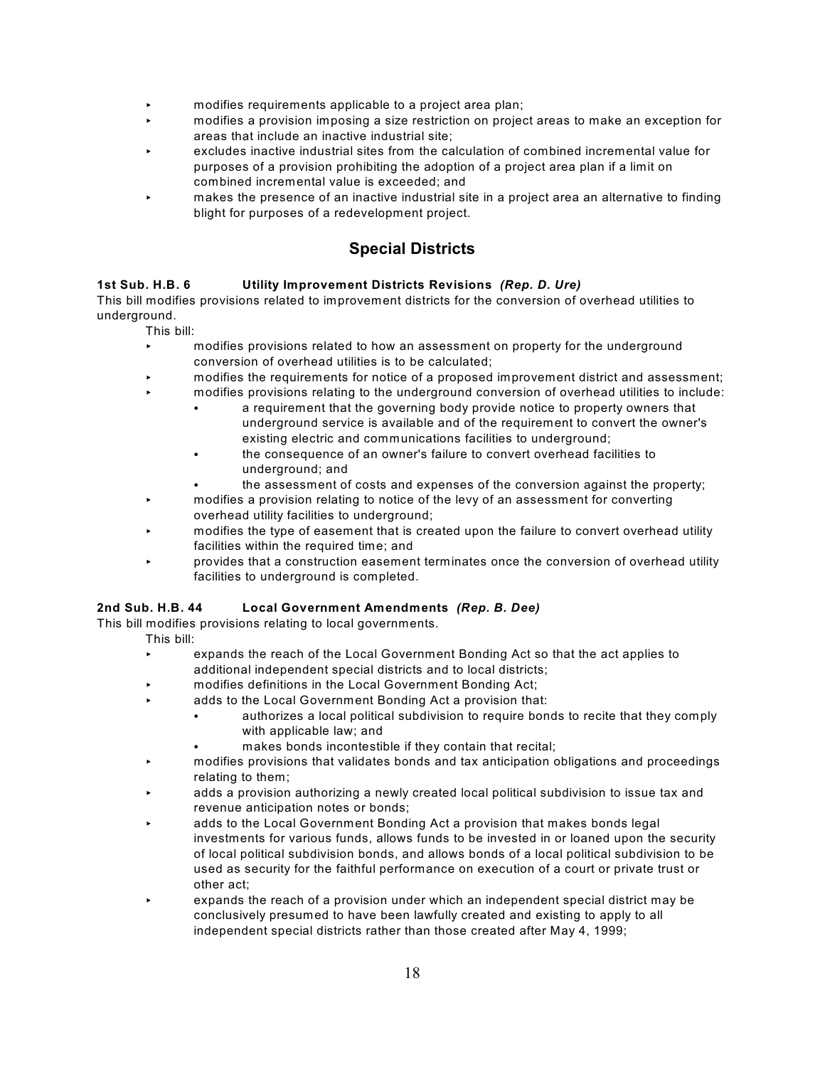- modifies requirements applicable to a project area plan;
- modifies a provision imposing a size restriction on project areas to make an exception for areas that include an inactive industrial site;
- excludes inactive industrial sites from the calculation of combined incremental value for purposes of a provision prohibiting the adoption of a project area plan if a limit on combined incremental value is exceeded; and
- makes the presence of an inactive industrial site in a project area an alternative to finding blight for purposes of a redevelopment project.

## Special Districts

**1st Sub. H.B. 6 Utility Improvement Districts Revisions** ***(Rep. D. Ure)***

This bill modifies provisions related to improvement districts for the conversion of overhead utilities to underground.

This bill:

- modifies provisions related to how an assessment on property for the underground conversion of overhead utilities is to be calculated;
- modifies the requirements for notice of a proposed improvement district and assessment;
- modifies provisions relating to the underground conversion of overhead utilities to include:
  - a requirement that the governing body provide notice to property owners that underground service is available and of the requirement to convert the owner's existing electric and communications facilities to underground;
  - the consequence of an owner's failure to convert overhead facilities to underground; and
  - the assessment of costs and expenses of the conversion against the property;
- modifies a provision relating to notice of the levy of an assessment for converting overhead utility facilities to underground;
- modifies the type of easement that is created upon the failure to convert overhead utility facilities within the required time; and
- provides that a construction easement terminates once the conversion of overhead utility facilities to underground is completed.

**2nd Sub. H.B. 44 Local Government Amendments** ***(Rep. B. Dee)***

This bill modifies provisions relating to local governments.

This bill:

- expands the reach of the Local Government Bonding Act so that the act applies to additional independent special districts and to local districts;
- modifies definitions in the Local Government Bonding Act;
- adds to the Local Government Bonding Act a provision that:
  - authorizes a local political subdivision to require bonds to recite that they comply with applicable law; and
  - makes bonds incontestible if they contain that recital;
- modifies provisions that validates bonds and tax anticipation obligations and proceedings relating to them;
- adds a provision authorizing a newly created local political subdivision to issue tax and revenue anticipation notes or bonds;
- adds to the Local Government Bonding Act a provision that makes bonds legal investments for various funds, allows funds to be invested in or loaned upon the security of local political subdivision bonds, and allows bonds of a local political subdivision to be used as security for the faithful performance on execution of a court or private trust or other act;
- expands the reach of a provision under which an independent special district may be conclusively presumed to have been lawfully created and existing to apply to all independent special districts rather than those created after May 4, 1999;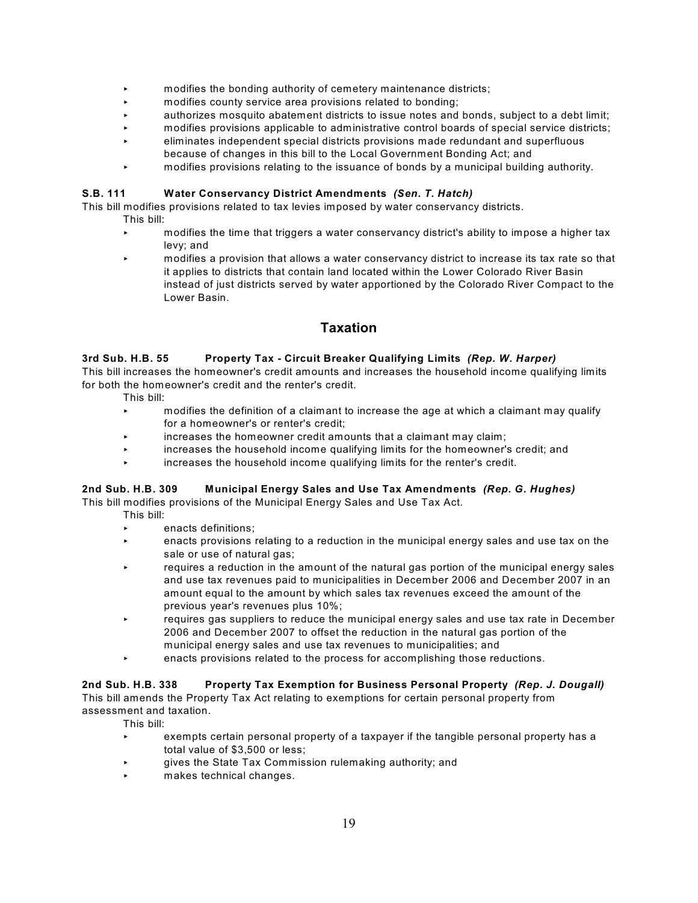- modifies the bonding authority of cemetery maintenance districts;
- modifies county service area provisions related to bonding;
- authorizes mosquito abatement districts to issue notes and bonds, subject to a debt limit;
- modifies provisions applicable to administrative control boards of special service districts;
- eliminates independent special districts provisions made redundant and superfluous because of changes in this bill to the Local Government Bonding Act; and
- modifies provisions relating to the issuance of bonds by a municipal building authority.

**S.B. 111 Water Conservancy District Amendments *(Sen. T. Hatch)***

This bill modifies provisions related to tax levies imposed by water conservancy districts.

This bill:

- modifies the time that triggers a water conservancy district's ability to impose a higher tax levy; and
- modifies a provision that allows a water conservancy district to increase its tax rate so that it applies to districts that contain land located within the Lower Colorado River Basin instead of just districts served by water apportioned by the Colorado River Compact to the Lower Basin.

## Taxation

**3rd Sub. H.B. 55 Property Tax - Circuit Breaker Qualifying Limits *(Rep. W. Harper)***

This bill increases the homeowner's credit amounts and increases the household income qualifying limits for both the homeowner's credit and the renter's credit.

This bill:

- modifies the definition of a claimant to increase the age at which a claimant may qualify for a homeowner's or renter's credit;
- increases the homeowner credit amounts that a claimant may claim;
- increases the household income qualifying limits for the homeowner's credit; and
- increases the household income qualifying limits for the renter's credit.

**2nd Sub. H.B. 309 Municipal Energy Sales and Use Tax Amendments *(Rep. G. Hughes)***

This bill modifies provisions of the Municipal Energy Sales and Use Tax Act.

This bill:

- enacts definitions;
- enacts provisions relating to a reduction in the municipal energy sales and use tax on the sale or use of natural gas;
- requires a reduction in the amount of the natural gas portion of the municipal energy sales and use tax revenues paid to municipalities in December 2006 and December 2007 in an amount equal to the amount by which sales tax revenues exceed the amount of the previous year's revenues plus 10%;
- requires gas suppliers to reduce the municipal energy sales and use tax rate in December 2006 and December 2007 to offset the reduction in the natural gas portion of the municipal energy sales and use tax revenues to municipalities; and
- enacts provisions related to the process for accomplishing those reductions.

**2nd Sub. H.B. 338 Property Tax Exemption for Business Personal Property *(Rep. J. Dougall)***

This bill amends the Property Tax Act relating to exemptions for certain personal property from assessment and taxation.

This bill:

- exempts certain personal property of a taxpayer if the tangible personal property has a total value of $3,500 or less;
- gives the State Tax Commission rulemaking authority; and
- makes technical changes.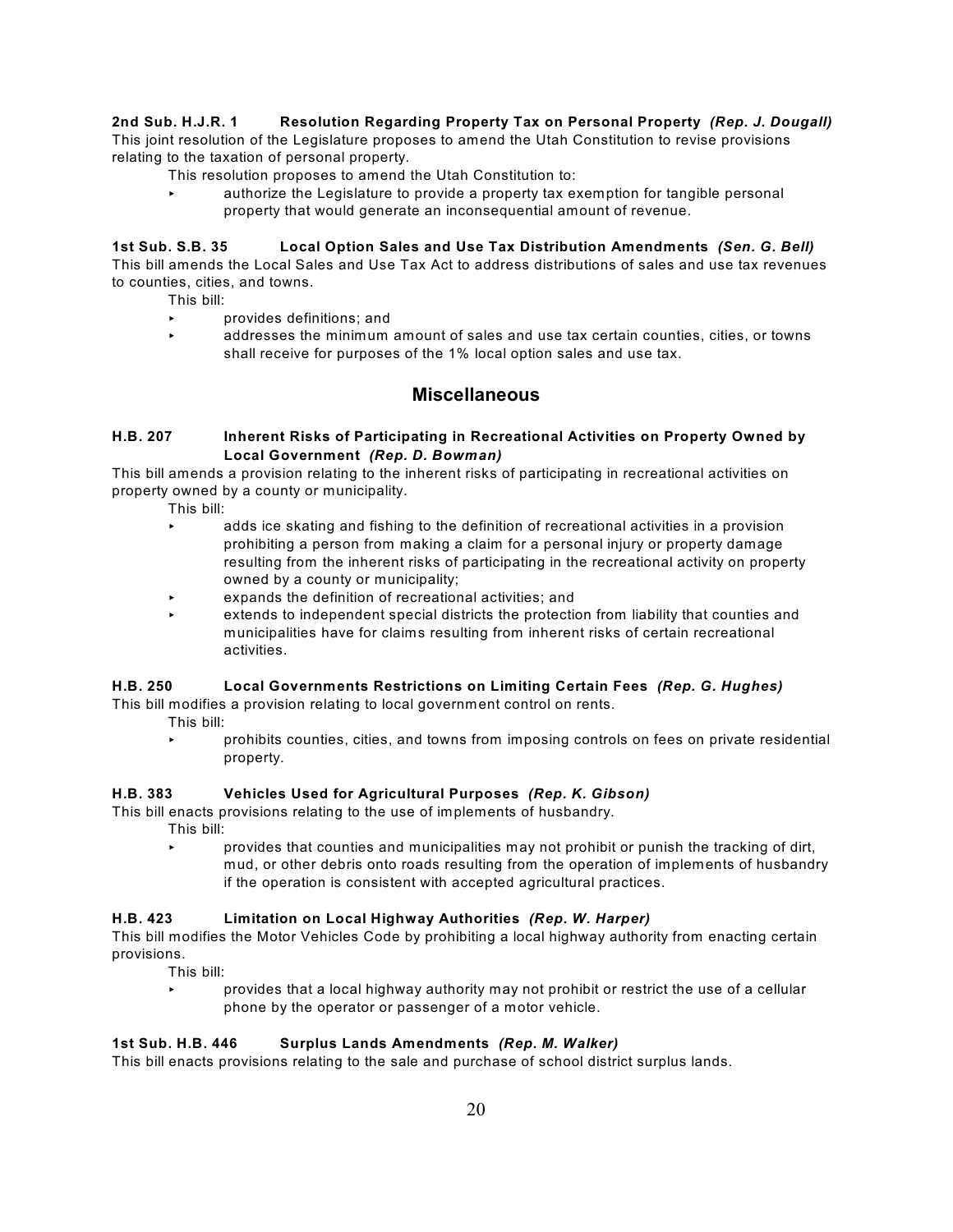**2nd Sub. H.J.R. 1 Resolution Regarding Property Tax on Personal Property** ***(Rep. J. Dougall)***
This joint resolution of the Legislature proposes to amend the Utah Constitution to revise provisions relating to the taxation of personal property.

This resolution proposes to amend the Utah Constitution to:

- authorize the Legislature to provide a property tax exemption for tangible personal property that would generate an inconsequential amount of revenue.

**1st Sub. S.B. 35 Local Option Sales and Use Tax Distribution Amendments** ***(Sen. G. Bell)***
This bill amends the Local Sales and Use Tax Act to address distributions of sales and use tax revenues to counties, cities, and towns.

This bill:

- provides definitions; and
- addresses the minimum amount of sales and use tax certain counties, cities, or towns shall receive for purposes of the 1% local option sales and use tax.

## Miscellaneous

**H.B. 207 Inherent Risks of Participating in Recreational Activities on Property Owned by Local Government** ***(Rep. D. Bowman)***
This bill amends a provision relating to the inherent risks of participating in recreational activities on property owned by a county or municipality.

This bill:

- adds ice skating and fishing to the definition of recreational activities in a provision prohibiting a person from making a claim for a personal injury or property damage resulting from the inherent risks of participating in the recreational activity on property owned by a county or municipality;
- expands the definition of recreational activities; and
- extends to independent special districts the protection from liability that counties and municipalities have for claims resulting from inherent risks of certain recreational activities.

**H.B. 250 Local Governments Restrictions on Limiting Certain Fees** ***(Rep. G. Hughes)***
This bill modifies a provision relating to local government control on rents.

This bill:

- prohibits counties, cities, and towns from imposing controls on fees on private residential property.

**H.B. 383 Vehicles Used for Agricultural Purposes** ***(Rep. K. Gibson)***
This bill enacts provisions relating to the use of implements of husbandry.

This bill:

- provides that counties and municipalities may not prohibit or punish the tracking of dirt, mud, or other debris onto roads resulting from the operation of implements of husbandry if the operation is consistent with accepted agricultural practices.

**H.B. 423 Limitation on Local Highway Authorities** ***(Rep. W. Harper)***
This bill modifies the Motor Vehicles Code by prohibiting a local highway authority from enacting certain provisions.

This bill:

- provides that a local highway authority may not prohibit or restrict the use of a cellular phone by the operator or passenger of a motor vehicle.

**1st Sub. H.B. 446 Surplus Lands Amendments** ***(Rep. M. Walker)***
This bill enacts provisions relating to the sale and purchase of school district surplus lands.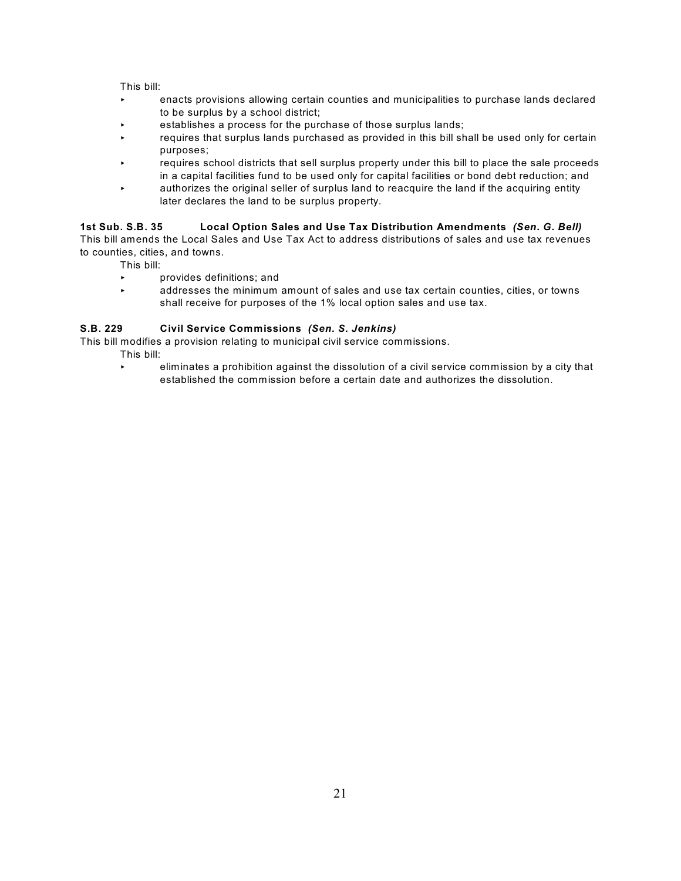This bill:

- enacts provisions allowing certain counties and municipalities to purchase lands declared to be surplus by a school district;
- establishes a process for the purchase of those surplus lands;
- requires that surplus lands purchased as provided in this bill shall be used only for certain purposes;
- requires school districts that sell surplus property under this bill to place the sale proceeds in a capital facilities fund to be used only for capital facilities or bond debt reduction; and
- authorizes the original seller of surplus land to reacquire the land if the acquiring entity later declares the land to be surplus property.

**1st Sub. S.B. 35 Local Option Sales and Use Tax Distribution Amendments** ***(Sen. G. Bell)***

This bill amends the Local Sales and Use Tax Act to address distributions of sales and use tax revenues to counties, cities, and towns.

This bill:

- provides definitions; and
- addresses the minimum amount of sales and use tax certain counties, cities, or towns shall receive for purposes of the 1% local option sales and use tax.

**S.B. 229 Civil Service Commissions** ***(Sen. S. Jenkins)***

This bill modifies a provision relating to municipal civil service commissions.

This bill:

- eliminates a prohibition against the dissolution of a civil service commission by a city that established the commission before a certain date and authorizes the dissolution.